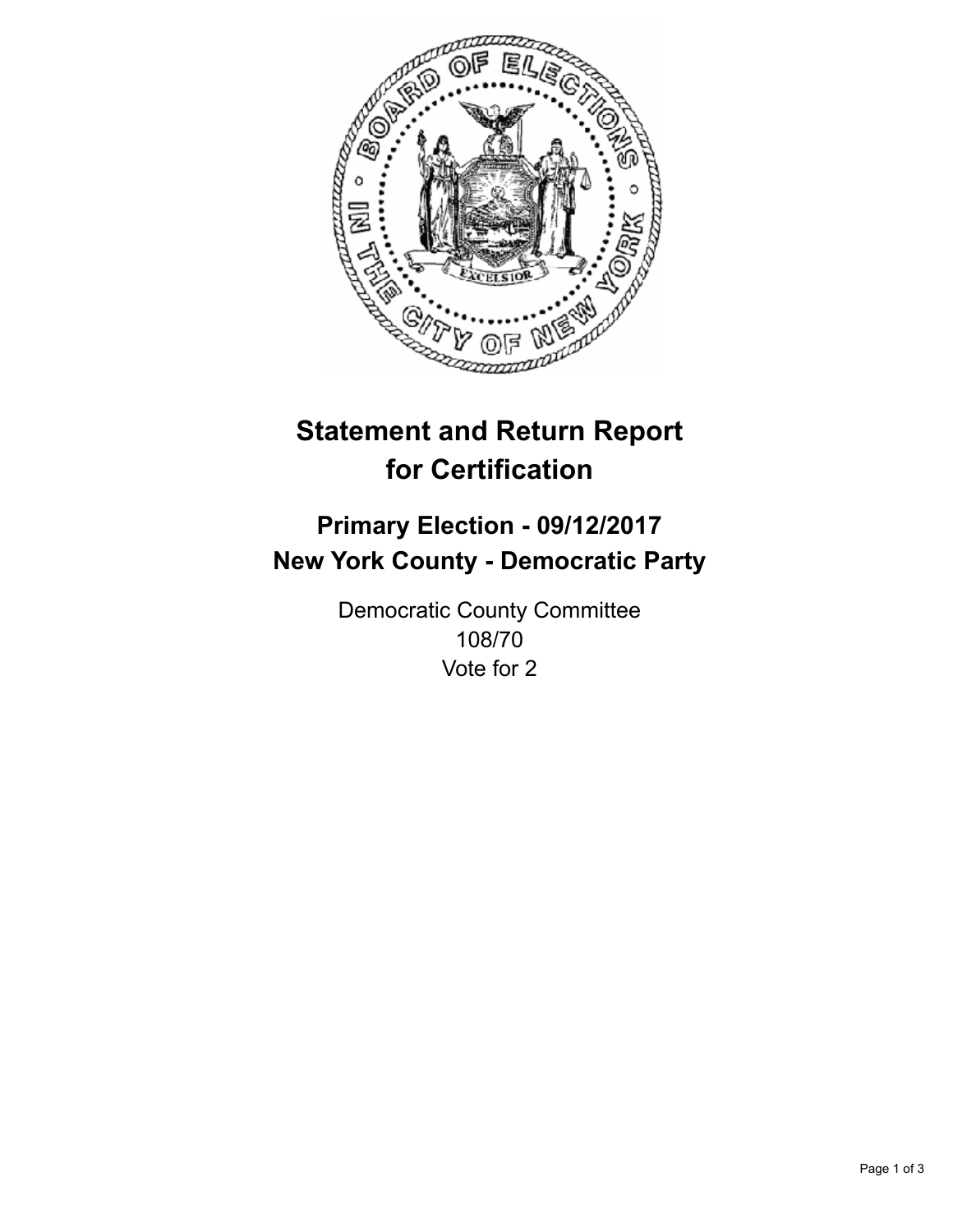# Statement and Return Report for Certification

## Primary Election - 09/12/2017
## New York County - Democratic Party

Democratic County Committee
108/70
Vote for 2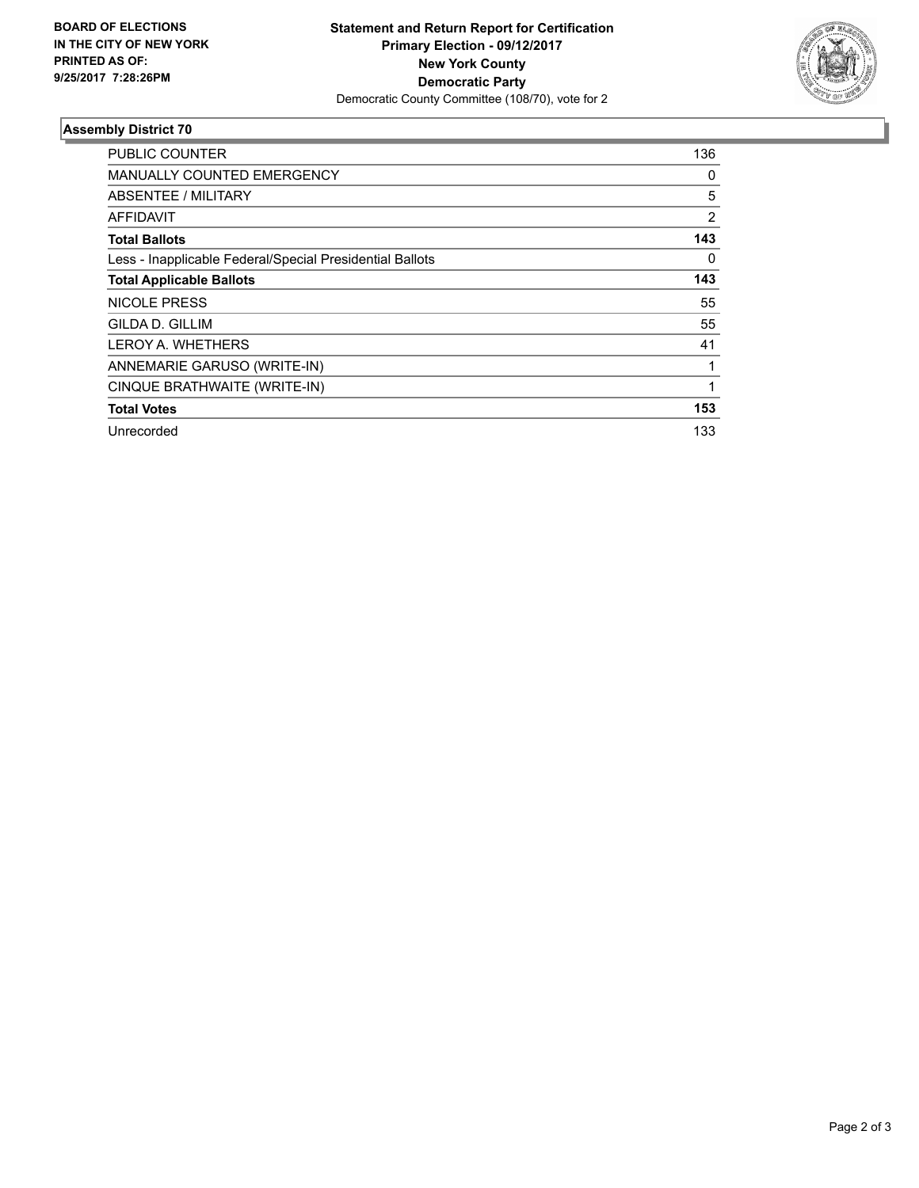**BOARD OF ELECTIONS IN THE CITY OF NEW YORK PRINTED AS OF: 9/25/2017 7:28:26PM**

**Statement and Return Report for Certification**
**Primary Election - 09/12/2017**
**New York County**
**Democratic Party**
Democratic County Committee (108/70), vote for 2

## Assembly District 70

| | |
|---|---|
| PUBLIC COUNTER | 136 |
| MANUALLY COUNTED EMERGENCY | 0 |
| ABSENTEE / MILITARY | 5 |
| AFFIDAVIT | 2 |
| **Total Ballots** | **143** |
| Less - Inapplicable Federal/Special Presidential Ballots | 0 |
| **Total Applicable Ballots** | **143** |
| NICOLE PRESS | 55 |
| GILDA D. GILLIM | 55 |
| LEROY A. WHETHERS | 41 |
| ANNEMARIE GARUSO (WRITE-IN) | 1 |
| CINQUE BRATHWAITE (WRITE-IN) | 1 |
| **Total Votes** | **153** |
| Unrecorded | 133 |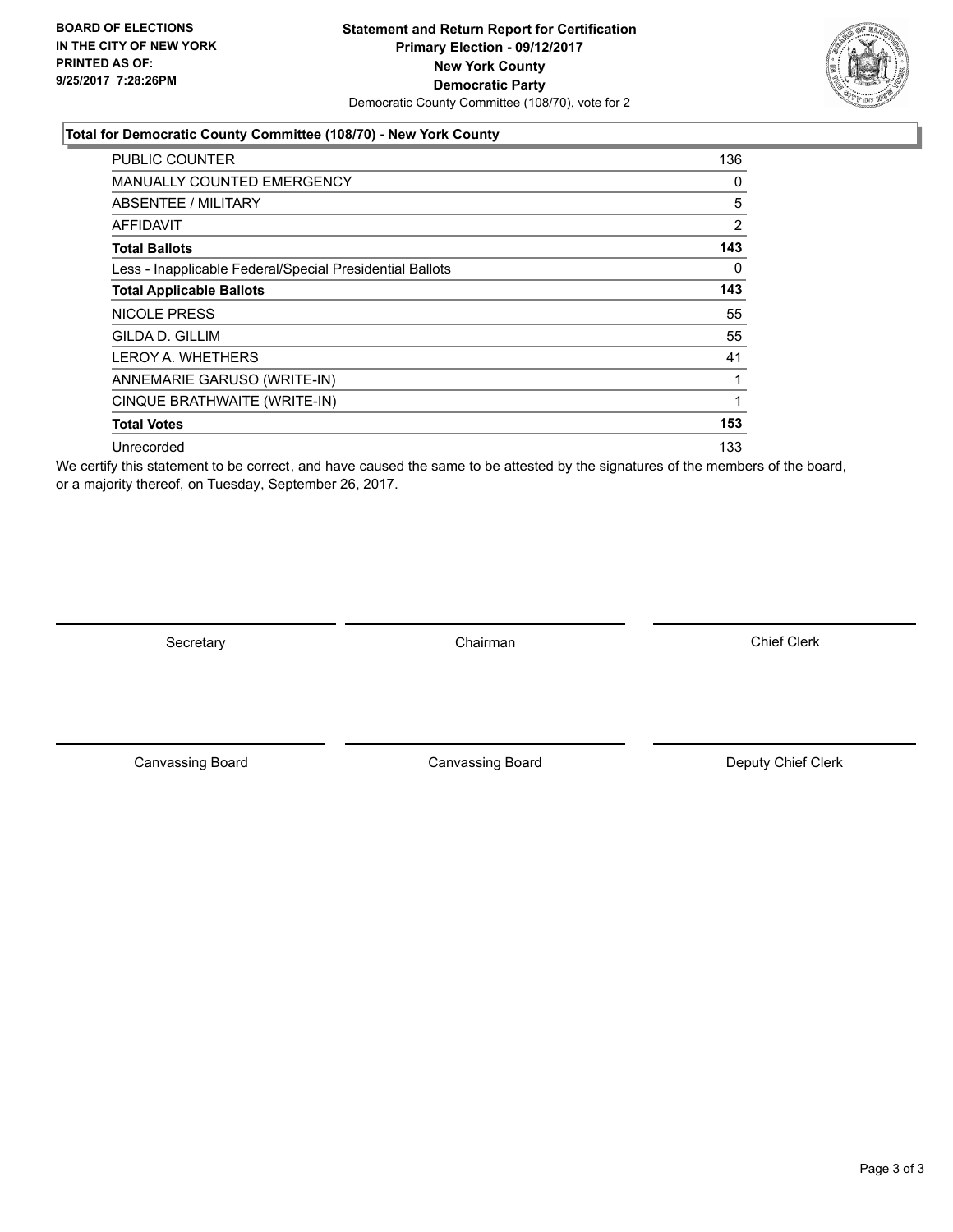**BOARD OF ELECTIONS IN THE CITY OF NEW YORK PRINTED AS OF: 9/25/2017 7:28:26PM**

**Statement and Return Report for Certification**
**Primary Election - 09/12/2017**
**New York County**
**Democratic Party**
Democratic County Committee (108/70), vote for 2

### Total for Democratic County Committee (108/70) - New York County

| | |
|---|---|
| PUBLIC COUNTER | 136 |
| MANUALLY COUNTED EMERGENCY | 0 |
| ABSENTEE / MILITARY | 5 |
| AFFIDAVIT | 2 |
| **Total Ballots** | **143** |
| Less - Inapplicable Federal/Special Presidential Ballots | 0 |
| **Total Applicable Ballots** | **143** |
| NICOLE PRESS | 55 |
| GILDA D. GILLIM | 55 |
| LEROY A. WHETHERS | 41 |
| ANNEMARIE GARUSO (WRITE-IN) | 1 |
| CINQUE BRATHWAITE (WRITE-IN) | 1 |
| **Total Votes** | **153** |
| Unrecorded | 133 |

We certify this statement to be correct, and have caused the same to be attested by the signatures of the members of the board, or a majority thereof, on Tuesday, September 26, 2017.

Secretary

Chairman

Chief Clerk

Canvassing Board

Canvassing Board

Deputy Chief Clerk